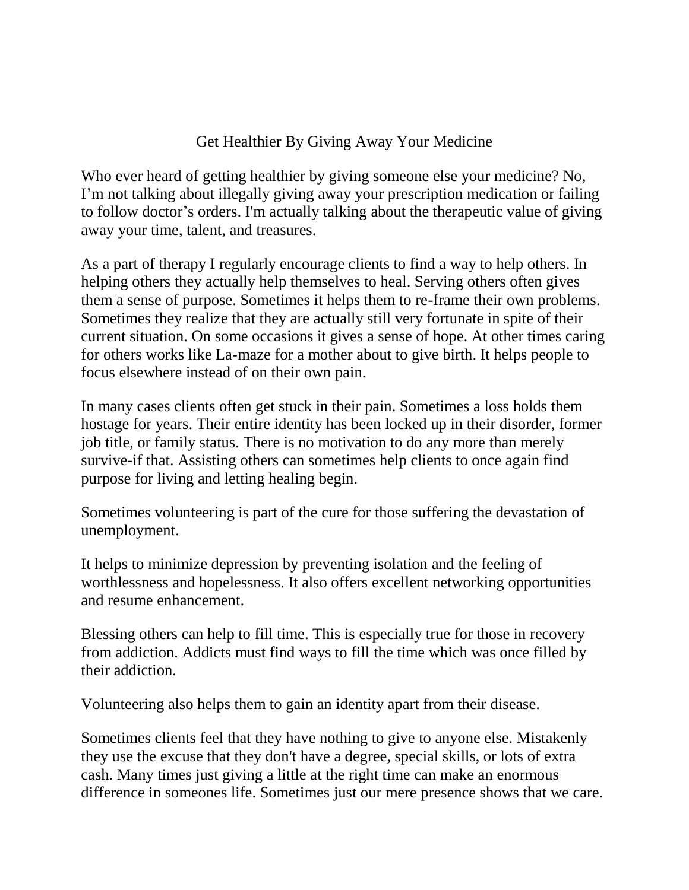# Get Healthier By Giving Away Your Medicine

Who ever heard of getting healthier by giving someone else your medicine? No, I’m not talking about illegally giving away your prescription medication or failing to follow doctor’s orders. I'm actually talking about the therapeutic value of giving away your time, talent, and treasures.

As a part of therapy I regularly encourage clients to find a way to help others. In helping others they actually help themselves to heal. Serving others often gives them a sense of purpose. Sometimes it helps them to re-frame their own problems. Sometimes they realize that they are actually still very fortunate in spite of their current situation. On some occasions it gives a sense of hope. At other times caring for others works like La-maze for a mother about to give birth. It helps people to focus elsewhere instead of on their own pain.

In many cases clients often get stuck in their pain. Sometimes a loss holds them hostage for years. Their entire identity has been locked up in their disorder, former job title, or family status. There is no motivation to do any more than merely survive-if that. Assisting others can sometimes help clients to once again find purpose for living and letting healing begin.

Sometimes volunteering is part of the cure for those suffering the devastation of unemployment.

It helps to minimize depression by preventing isolation and the feeling of worthlessness and hopelessness. It also offers excellent networking opportunities and resume enhancement.

Blessing others can help to fill time. This is especially true for those in recovery from addiction. Addicts must find ways to fill the time which was once filled by their addiction.

Volunteering also helps them to gain an identity apart from their disease.

Sometimes clients feel that they have nothing to give to anyone else. Mistakenly they use the excuse that they don't have a degree, special skills, or lots of extra cash. Many times just giving a little at the right time can make an enormous difference in someones life. Sometimes just our mere presence shows that we care.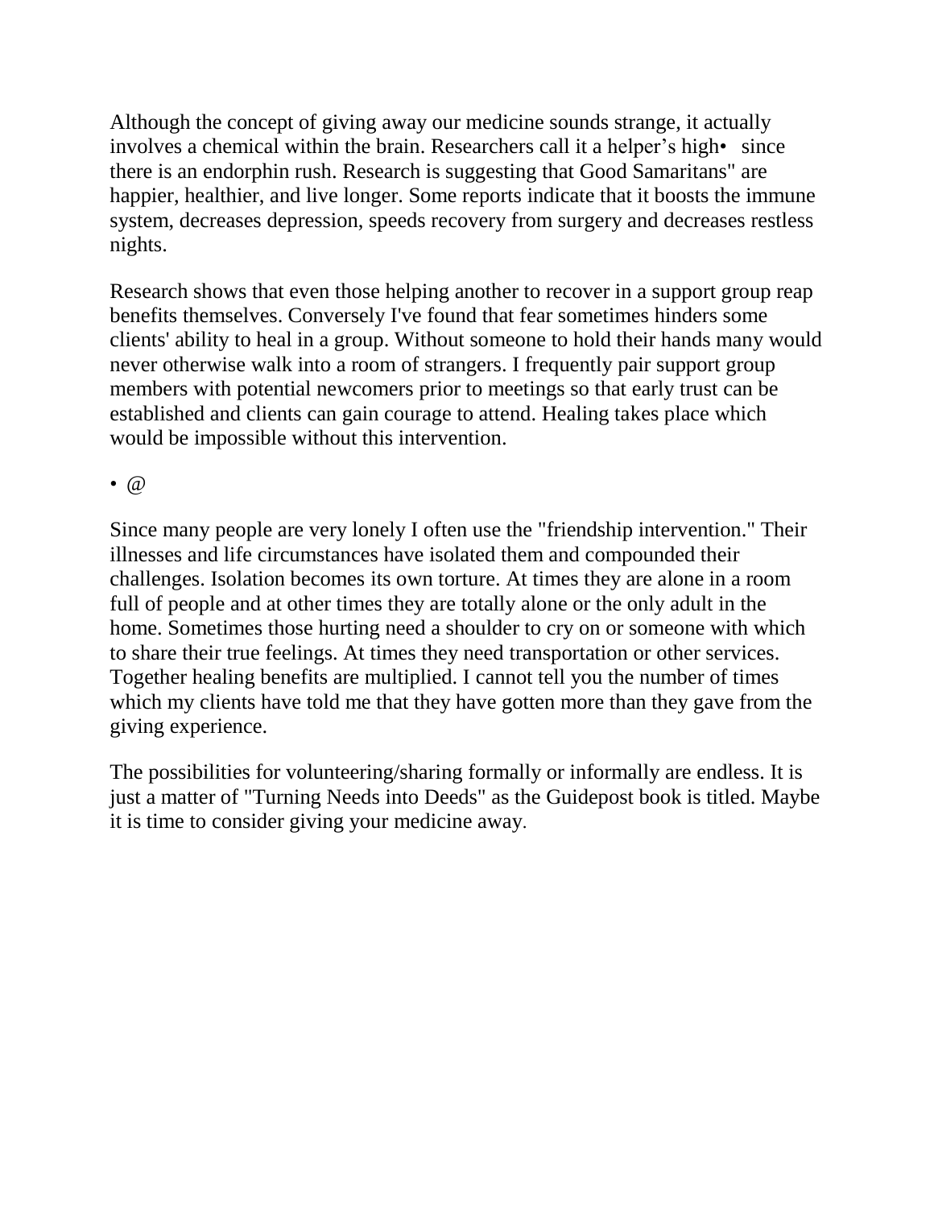Although the concept of giving away our medicine sounds strange, it actually involves a chemical within the brain. Researchers call it a helper's high• since there is an endorphin rush. Research is suggesting that Good Samaritans" are happier, healthier, and live longer. Some reports indicate that it boosts the immune system, decreases depression, speeds recovery from surgery and decreases restless nights.

Research shows that even those helping another to recover in a support group reap benefits themselves. Conversely I've found that fear sometimes hinders some clients' ability to heal in a group. Without someone to hold their hands many would never otherwise walk into a room of strangers. I frequently pair support group members with potential newcomers prior to meetings so that early trust can be established and clients can gain courage to attend. Healing takes place which would be impossible without this intervention.

• @

Since many people are very lonely I often use the "friendship intervention." Their illnesses and life circumstances have isolated them and compounded their challenges. Isolation becomes its own torture. At times they are alone in a room full of people and at other times they are totally alone or the only adult in the home. Sometimes those hurting need a shoulder to cry on or someone with which to share their true feelings. At times they need transportation or other services. Together healing benefits are multiplied. I cannot tell you the number of times which my clients have told me that they have gotten more than they gave from the giving experience.

The possibilities for volunteering/sharing formally or informally are endless. It is just a matter of "Turning Needs into Deeds" as the Guidepost book is titled. Maybe it is time to consider giving your medicine away.